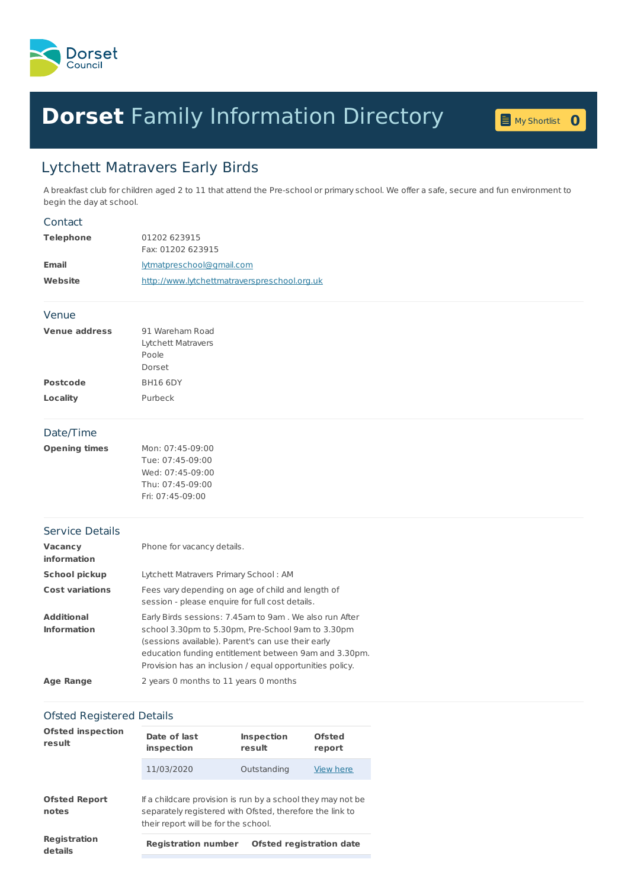Dorset Council

# **Dorset** Family Information Directory

My Shortlist 0

## Lytchett Matravers Early Birds

A breakfast club for children aged 2 to 11 that attend the Pre-school or primary school. We offer a safe, secure and fun environment to begin the day at school.

### Contact

| | |
|---|---|
| **Telephone** | 01202 623915<br>Fax: 01202 623915 |
| **Email** | lytmatpreschool@gmail.com |
| **Website** | http://www.lytchettmatraverspreschool.org.uk |

### Venue

| | |
|---|---|
| **Venue address** | 91 Wareham Road<br>Lytchett Matravers<br>Poole<br>Dorset |
| **Postcode** | BH16 6DY |
| **Locality** | Purbeck |

### Date/Time

| | |
|---|---|
| **Opening times** | Mon: 07:45-09:00<br>Tue: 07:45-09:00<br>Wed: 07:45-09:00<br>Thu: 07:45-09:00<br>Fri: 07:45-09:00 |

### Service Details

| | |
|---|---|
| **Vacancy information** | Phone for vacancy details. |
| **School pickup** | Lytchett Matravers Primary School : AM |
| **Cost variations** | Fees vary depending on age of child and length of session - please enquire for full cost details. |
| **Additional Information** | Early Birds sessions: 7.45am to 9am . We also run After school 3.30pm to 5.30pm, Pre-School 9am to 3.30pm (sessions available). Parent's can use their early education funding entitlement between 9am and 3.30pm. Provision has an inclusion / equal opportunities policy. |
| **Age Range** | 2 years 0 months to 11 years 0 months |

### Ofsted Registered Details

**Ofsted inspection result**

| Date of last inspection | Inspection result | Ofsted report |
|---|---|---|
| 11/03/2020 | Outstanding | View here |

**Ofsted Report notes**

If a childcare provision is run by a school they may not be separately registered with Ofsted, therefore the link to their report will be for the school.

**Registration details**

| Registration number | Ofsted registration date |
|---|---|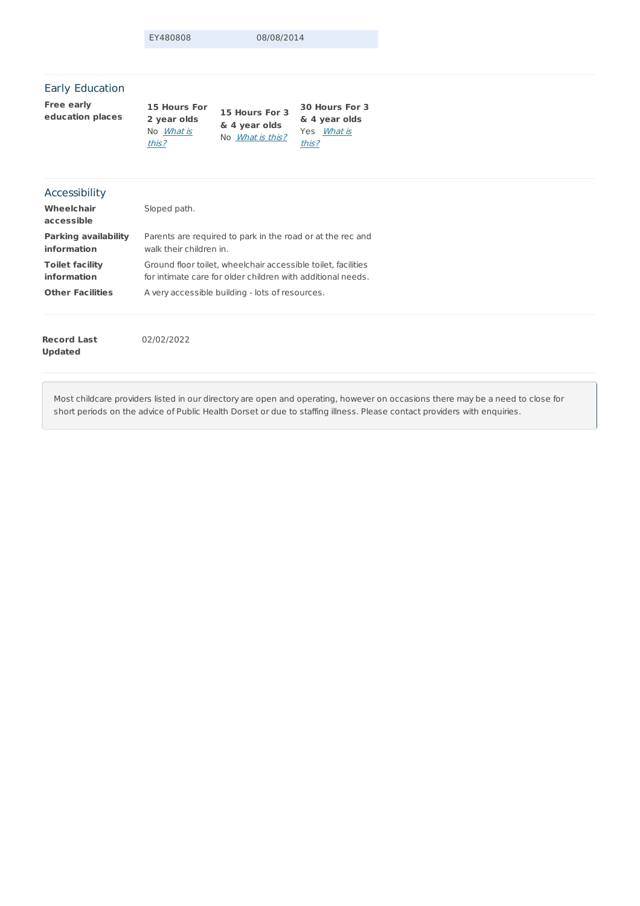| | |
|---|---|
| EY480808 | 08/08/2014 |

## Early Education

| Free early education places | 15 Hours For 2 year olds | 15 Hours For 3 & 4 year olds | 30 Hours For 3 & 4 year olds |
|---|---|---|---|
| | No *What is this?* | No *What is this?* | Yes *What is this?* |

## Accessibility

| | |
|---|---|
| **Wheelchair accessible** | Sloped path. |
| **Parking availability information** | Parents are required to park in the road or at the rec and walk their children in. |
| **Toilet facility information** | Ground floor toilet, wheelchair accessible toilet, facilities for intimate care for older children with additional needs. |
| **Other Facilities** | A very accessible building - lots of resources. |

**Record Last Updated** 02/02/2022

Most childcare providers listed in our directory are open and operating, however on occasions there may be a need to close for short periods on the advice of Public Health Dorset or due to staffing illness. Please contact providers with enquiries.